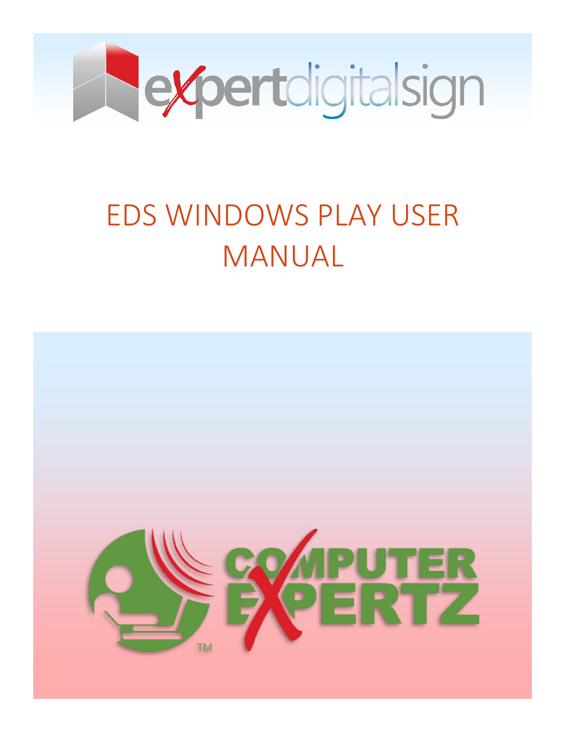# EDS WINDOWS PLAY USER MANUAL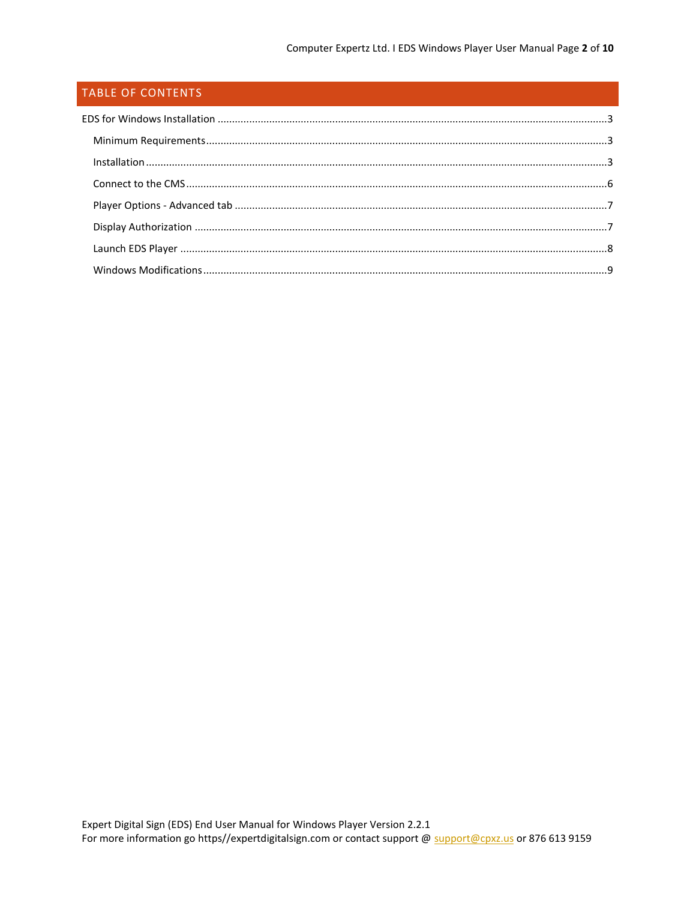## TABLE OF CONTENTS

EDS for Windows Installation ..... 3

- Minimum Requirements ..... 3
- Installation ..... 3
- Connect to the CMS ..... 6
- Player Options - Advanced tab ..... 7
- Display Authorization ..... 7
- Launch EDS Player ..... 8
- Windows Modifications ..... 9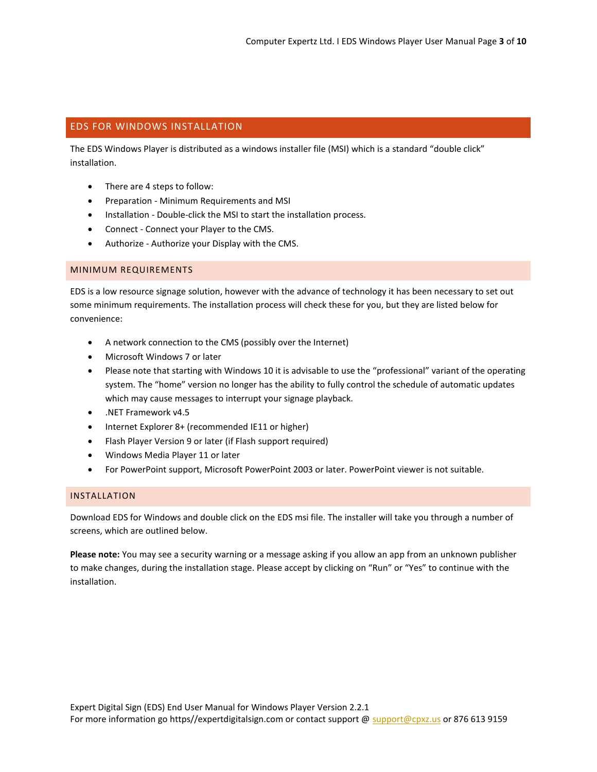## EDS FOR WINDOWS INSTALLATION

The EDS Windows Player is distributed as a windows installer file (MSI) which is a standard "double click" installation.

- There are 4 steps to follow:
- Preparation - Minimum Requirements and MSI
- Installation - Double-click the MSI to start the installation process.
- Connect - Connect your Player to the CMS.
- Authorize - Authorize your Display with the CMS.

### MINIMUM REQUIREMENTS

EDS is a low resource signage solution, however with the advance of technology it has been necessary to set out some minimum requirements. The installation process will check these for you, but they are listed below for convenience:

- A network connection to the CMS (possibly over the Internet)
- Microsoft Windows 7 or later
- Please note that starting with Windows 10 it is advisable to use the "professional" variant of the operating system. The "home" version no longer has the ability to fully control the schedule of automatic updates which may cause messages to interrupt your signage playback.
- .NET Framework v4.5
- Internet Explorer 8+ (recommended IE11 or higher)
- Flash Player Version 9 or later (if Flash support required)
- Windows Media Player 11 or later
- For PowerPoint support, Microsoft PowerPoint 2003 or later. PowerPoint viewer is not suitable.

### INSTALLATION

Download EDS for Windows and double click on the EDS msi file. The installer will take you through a number of screens, which are outlined below.

**Please note:** You may see a security warning or a message asking if you allow an app from an unknown publisher to make changes, during the installation stage. Please accept by clicking on "Run" or "Yes" to continue with the installation.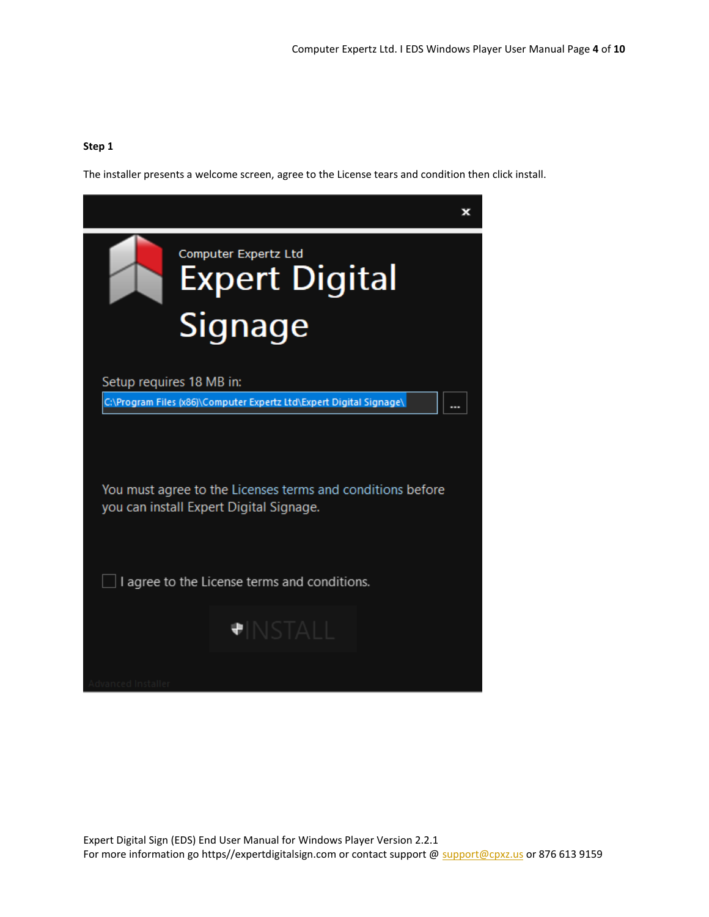**Step 1**

The installer presents a welcome screen, agree to the License tears and condition then click install.

Computer Expertz Ltd

Expert Digital Signage

Setup requires 18 MB in:

C:\Program Files (x86)\Computer Expertz Ltd\Expert Digital Signage\

You must agree to the Licenses terms and conditions before you can install Expert Digital Signage.

I agree to the License terms and conditions.

INSTALL

Advanced Installer

Expert Digital Sign (EDS) End User Manual for Windows Player Version 2.2.1
For more information go https//expertdigitalsign.com or contact support @ support@cpxz.us or 876 613 9159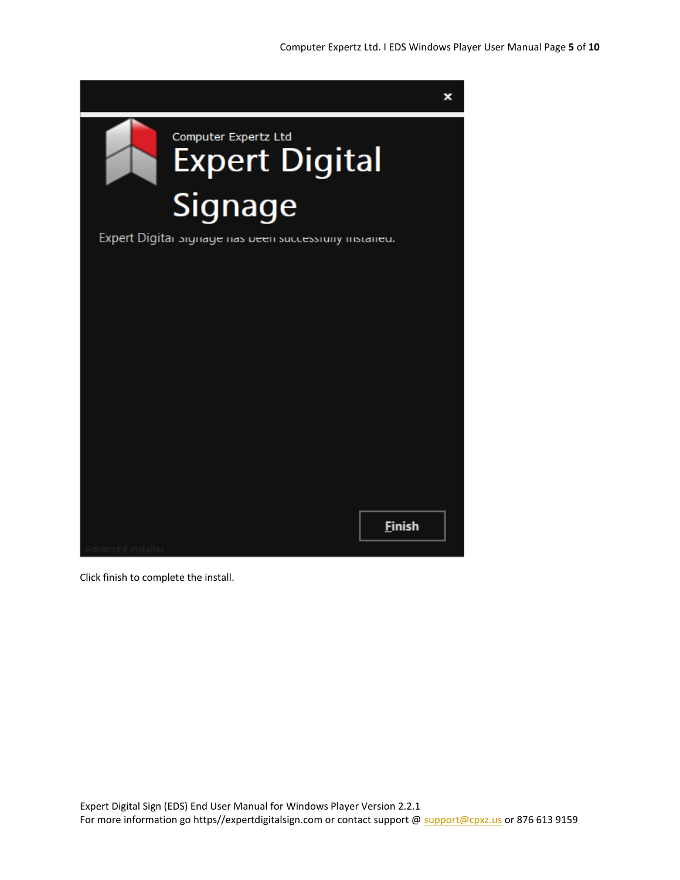Computer Expertz Ltd

Expert Digital Signage

Expert Digital Signage has been successfully installed.

Finish

Click finish to complete the install.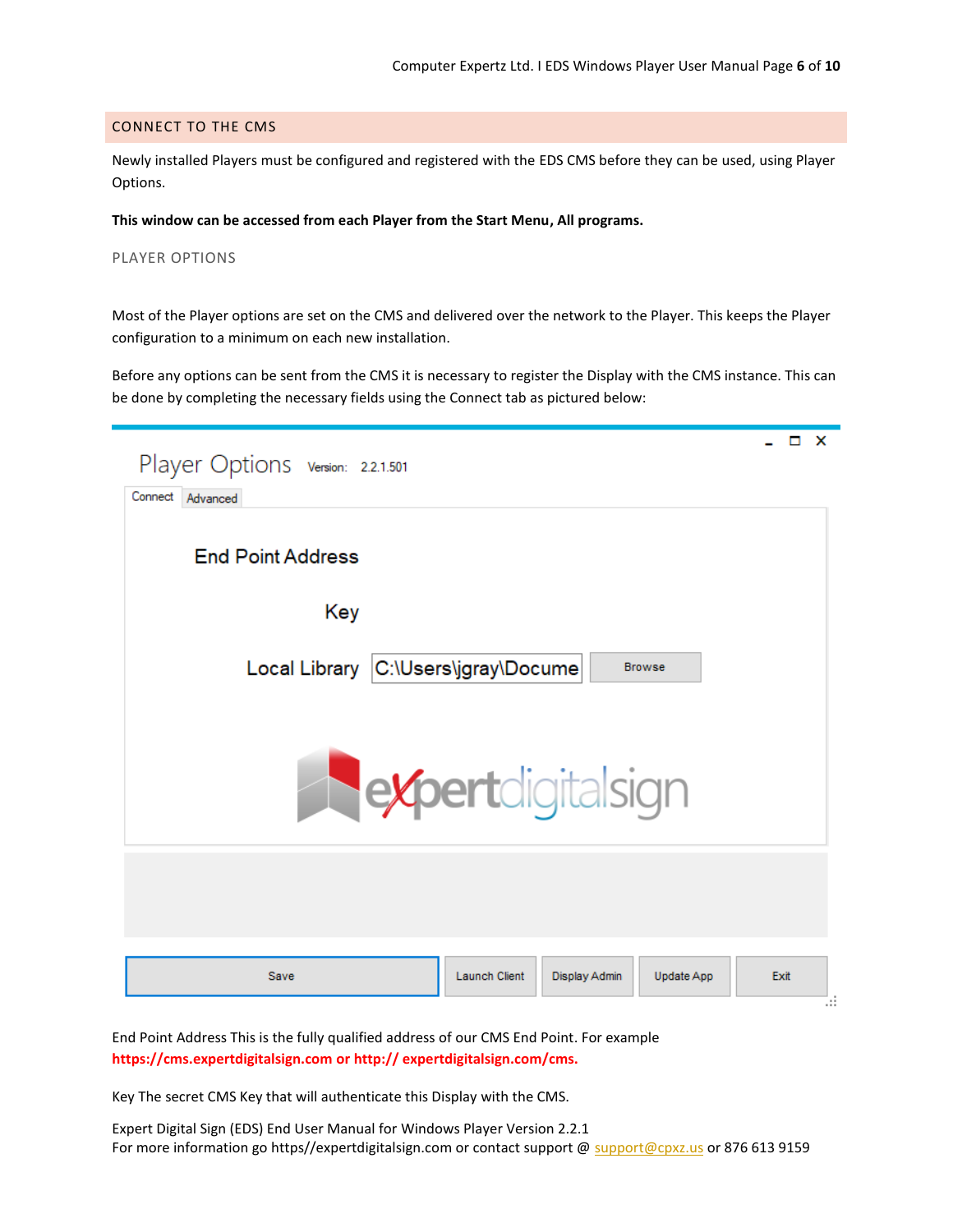## CONNECT TO THE CMS

Newly installed Players must be configured and registered with the EDS CMS before they can be used, using Player Options.

**This window can be accessed from each Player from the Start Menu, All programs.**

### PLAYER OPTIONS

Most of the Player options are set on the CMS and delivered over the network to the Player. This keeps the Player configuration to a minimum on each new installation.

Before any options can be sent from the CMS it is necessary to register the Display with the CMS instance. This can be done by completing the necessary fields using the Connect tab as pictured below:

End Point Address This is the fully qualified address of our CMS End Point. For example **https://cms.expertdigitalsign.com or http:// expertdigitalsign.com/cms.**

Key The secret CMS Key that will authenticate this Display with the CMS.

Expert Digital Sign (EDS) End User Manual for Windows Player Version 2.2.1
For more information go https//expertdigitalsign.com or contact support @ support@cpxz.us or 876 613 9159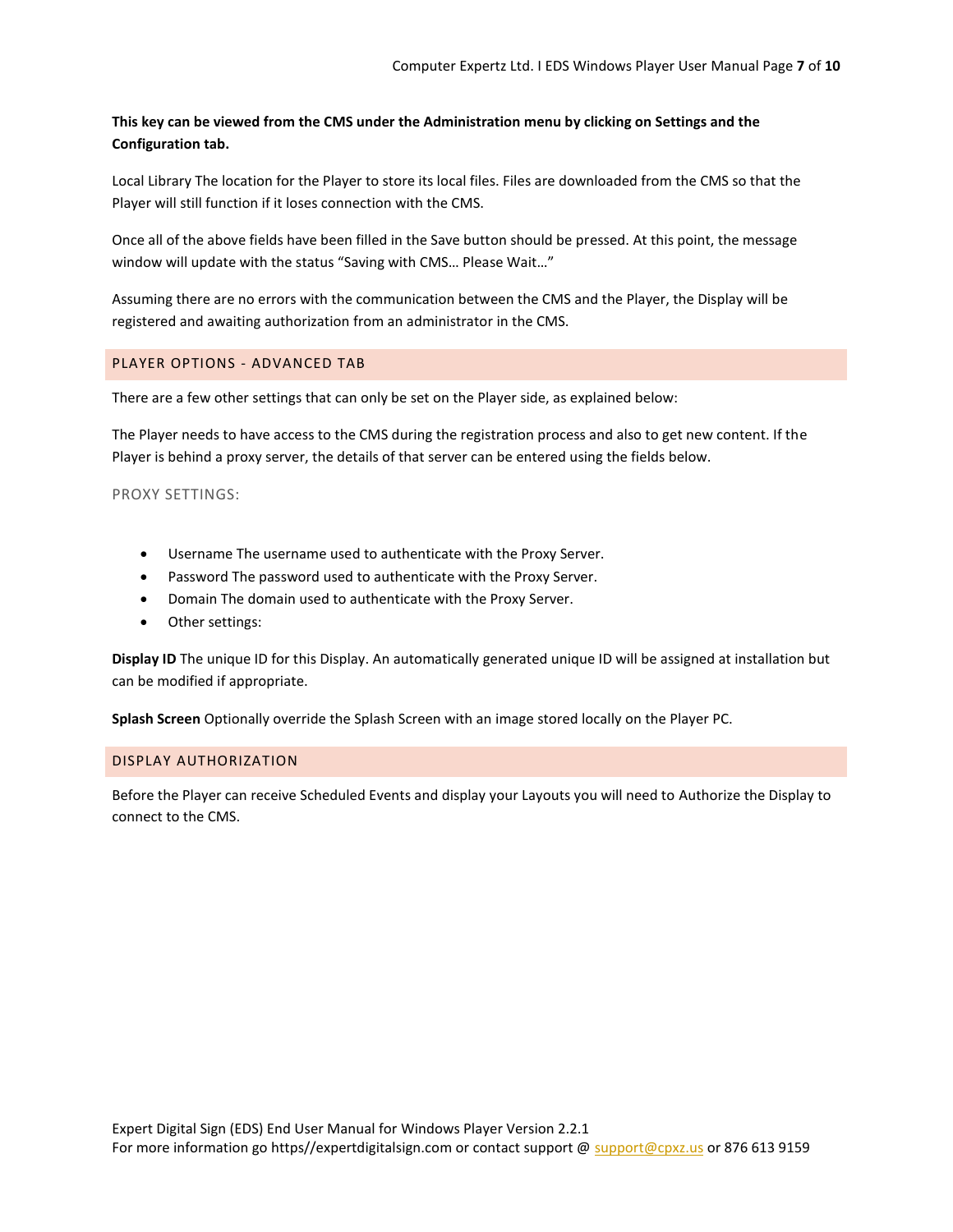**This key can be viewed from the CMS under the Administration menu by clicking on Settings and the Configuration tab.**

Local Library The location for the Player to store its local files. Files are downloaded from the CMS so that the Player will still function if it loses connection with the CMS.

Once all of the above fields have been filled in the Save button should be pressed. At this point, the message window will update with the status “Saving with CMS… Please Wait…”

Assuming there are no errors with the communication between the CMS and the Player, the Display will be registered and awaiting authorization from an administrator in the CMS.

## PLAYER OPTIONS - ADVANCED TAB

There are a few other settings that can only be set on the Player side, as explained below:

The Player needs to have access to the CMS during the registration process and also to get new content. If the Player is behind a proxy server, the details of that server can be entered using the fields below.

### PROXY SETTINGS:

- Username The username used to authenticate with the Proxy Server.
- Password The password used to authenticate with the Proxy Server.
- Domain The domain used to authenticate with the Proxy Server.
- Other settings:

**Display ID** The unique ID for this Display. An automatically generated unique ID will be assigned at installation but can be modified if appropriate.

**Splash Screen** Optionally override the Splash Screen with an image stored locally on the Player PC.

## DISPLAY AUTHORIZATION

Before the Player can receive Scheduled Events and display your Layouts you will need to Authorize the Display to connect to the CMS.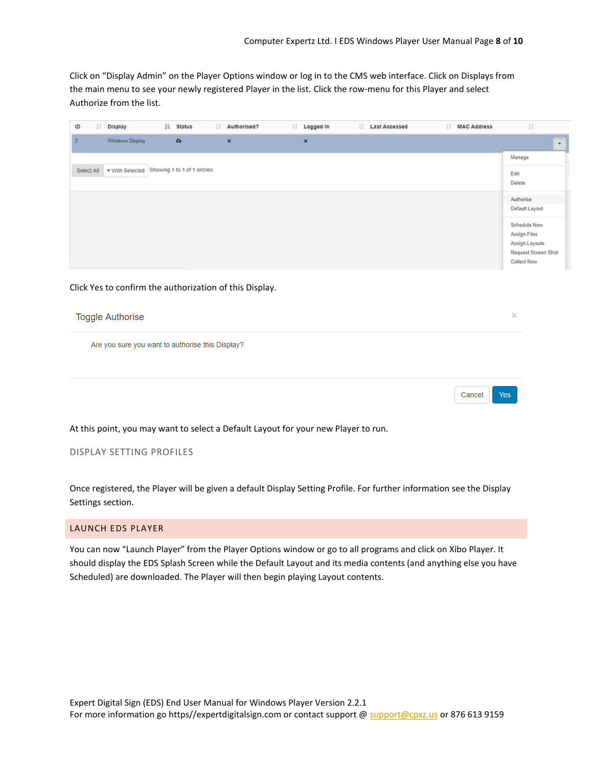Click on "Display Admin" on the Player Options window or log in to the CMS web interface. Click on Displays from the main menu to see your newly registered Player in the list. Click the row-menu for this Player and select Authorize from the list.

| ID | Display | Status | Authorised? | Logged In | Last Accessed | MAC Address |
|---|---|---|---|---|---|---|
| 3 | Windows Display | | × | × | | |

Select All | With Selected | Showing 1 to 1 of 1 entries

Manage
Edit
Delete
Authorise
Default Layout
Schedule Now
Assign Files
Assign Layouts
Request Screen Shot
Collect Now

Click Yes to confirm the authorization of this Display.

Toggle Authorise

Are you sure you want to authorise this Display?

Cancel | Yes

At this point, you may want to select a Default Layout for your new Player to run.

## DISPLAY SETTING PROFILES

Once registered, the Player will be given a default Display Setting Profile. For further information see the Display Settings section.

## LAUNCH EDS PLAYER

You can now "Launch Player" from the Player Options window or go to all programs and click on Xibo Player. It should display the EDS Splash Screen while the Default Layout and its media contents (and anything else you have Scheduled) are downloaded. The Player will then begin playing Layout contents.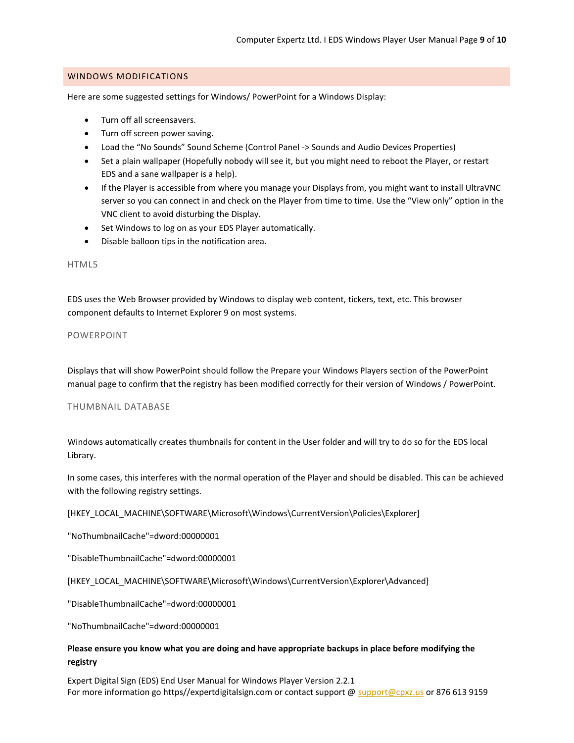## WINDOWS MODIFICATIONS

Here are some suggested settings for Windows/ PowerPoint for a Windows Display:

- Turn off all screensavers.
- Turn off screen power saving.
- Load the "No Sounds" Sound Scheme (Control Panel -> Sounds and Audio Devices Properties)
- Set a plain wallpaper (Hopefully nobody will see it, but you might need to reboot the Player, or restart EDS and a sane wallpaper is a help).
- If the Player is accessible from where you manage your Displays from, you might want to install UltraVNC server so you can connect in and check on the Player from time to time. Use the "View only" option in the VNC client to avoid disturbing the Display.
- Set Windows to log on as your EDS Player automatically.
- Disable balloon tips in the notification area.

### HTML5

EDS uses the Web Browser provided by Windows to display web content, tickers, text, etc. This browser component defaults to Internet Explorer 9 on most systems.

### POWERPOINT

Displays that will show PowerPoint should follow the Prepare your Windows Players section of the PowerPoint manual page to confirm that the registry has been modified correctly for their version of Windows / PowerPoint.

### THUMBNAIL DATABASE

Windows automatically creates thumbnails for content in the User folder and will try to do so for the EDS local Library.

In some cases, this interferes with the normal operation of the Player and should be disabled. This can be achieved with the following registry settings.

```
[HKEY_LOCAL_MACHINE\SOFTWARE\Microsoft\Windows\CurrentVersion\Policies\Explorer]

"NoThumbnailCache"=dword:00000001

"DisableThumbnailCache"=dword:00000001

[HKEY_LOCAL_MACHINE\SOFTWARE\Microsoft\Windows\CurrentVersion\Explorer\Advanced]

"DisableThumbnailCache"=dword:00000001

"NoThumbnailCache"=dword:00000001
```

**Please ensure you know what you are doing and have appropriate backups in place before modifying the registry**

Expert Digital Sign (EDS) End User Manual for Windows Player Version 2.2.1
For more information go https//expertdigitalsign.com or contact support @ support@cpxz.us or 876 613 9159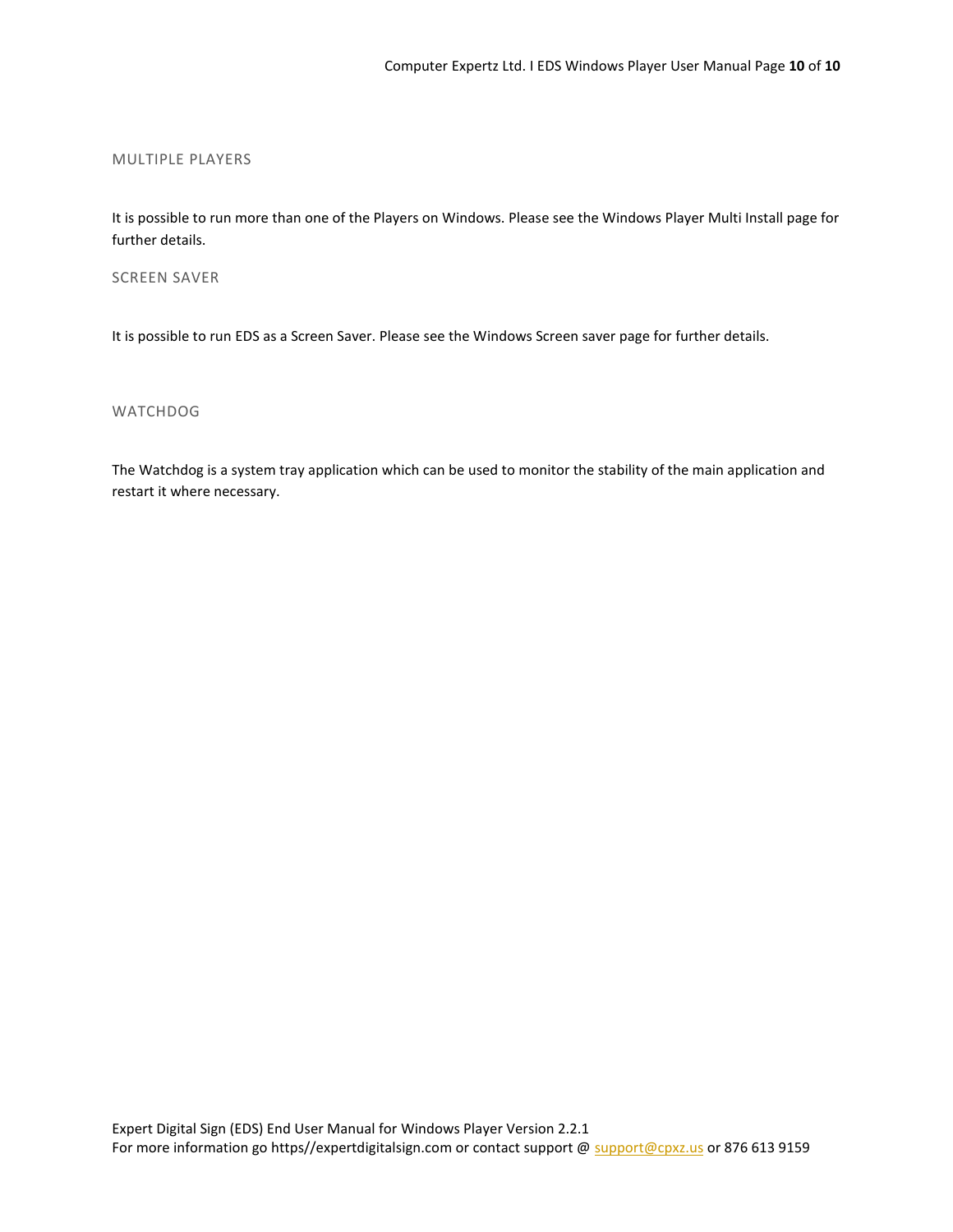## MULTIPLE PLAYERS

It is possible to run more than one of the Players on Windows. Please see the Windows Player Multi Install page for further details.

## SCREEN SAVER

It is possible to run EDS as a Screen Saver. Please see the Windows Screen saver page for further details.

## WATCHDOG

The Watchdog is a system tray application which can be used to monitor the stability of the main application and restart it where necessary.